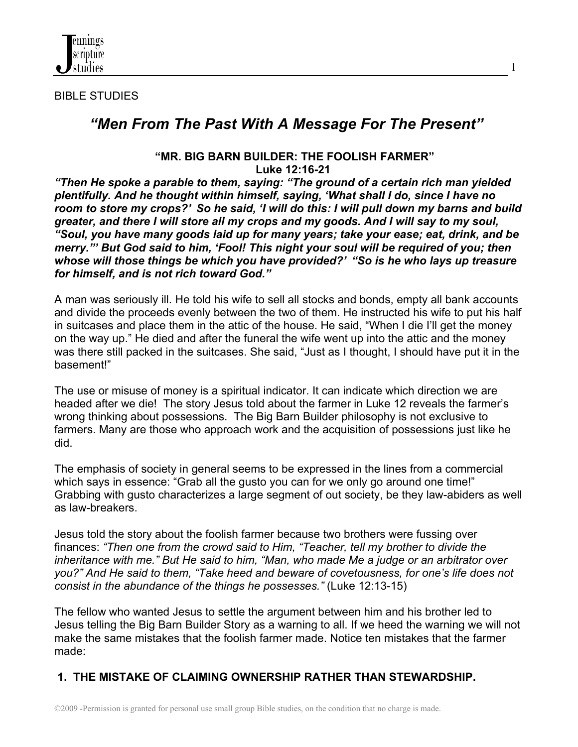BIBLE STUDIES

# *"Men From The Past With A Message For The Present"*

### "MR. BIG BARN BUILDER: THE FOOLISH FARMER"
### Luke 12:16-21

***"Then He spoke a parable to them, saying: "The ground of a certain rich man yielded plentifully. And he thought within himself, saying, 'What shall I do, since I have no room to store my crops?' So he said, 'I will do this: I will pull down my barns and build greater, and there I will store all my crops and my goods. And I will say to my soul, "Soul, you have many goods laid up for many years; take your ease; eat, drink, and be merry."' But God said to him, 'Fool! This night your soul will be required of you; then whose will those things be which you have provided?' "So is he who lays up treasure for himself, and is not rich toward God."***

A man was seriously ill. He told his wife to sell all stocks and bonds, empty all bank accounts and divide the proceeds evenly between the two of them. He instructed his wife to put his half in suitcases and place them in the attic of the house. He said, "When I die I'll get the money on the way up." He died and after the funeral the wife went up into the attic and the money was there still packed in the suitcases. She said, "Just as I thought, I should have put it in the basement!"

The use or misuse of money is a spiritual indicator. It can indicate which direction we are headed after we die! The story Jesus told about the farmer in Luke 12 reveals the farmer's wrong thinking about possessions. The Big Barn Builder philosophy is not exclusive to farmers. Many are those who approach work and the acquisition of possessions just like he did.

The emphasis of society in general seems to be expressed in the lines from a commercial which says in essence: "Grab all the gusto you can for we only go around one time!" Grabbing with gusto characterizes a large segment of out society, be they law-abiders as well as law-breakers.

Jesus told the story about the foolish farmer because two brothers were fussing over finances: *"Then one from the crowd said to Him, "Teacher, tell my brother to divide the inheritance with me." But He said to him, "Man, who made Me a judge or an arbitrator over you?" And He said to them, "Take heed and beware of covetousness, for one's life does not consist in the abundance of the things he possesses."* (Luke 12:13-15)

The fellow who wanted Jesus to settle the argument between him and his brother led to Jesus telling the Big Barn Builder Story as a warning to all. If we heed the warning we will not make the same mistakes that the foolish farmer made. Notice ten mistakes that the farmer made:

**1. THE MISTAKE OF CLAIMING OWNERSHIP RATHER THAN STEWARDSHIP.**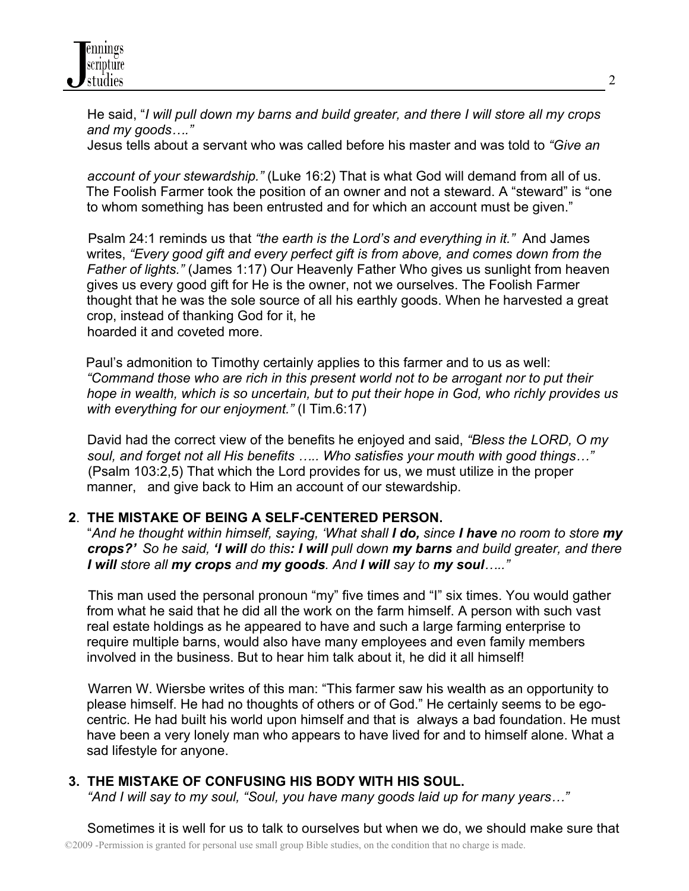He said, "*I will pull down my barns and build greater, and there I will store all my crops and my goods…."*
Jesus tells about a servant who was called before his master and was told to *"Give an account of your stewardship."* (Luke 16:2) That is what God will demand from all of us. The Foolish Farmer took the position of an owner and not a steward. A "steward" is "one to whom something has been entrusted and for which an account must be given."

Psalm 24:1 reminds us that *"the earth is the Lord's and everything in it."* And James writes, *"Every good gift and every perfect gift is from above, and comes down from the Father of lights."* (James 1:17) Our Heavenly Father Who gives us sunlight from heaven gives us every good gift for He is the owner, not we ourselves. The Foolish Farmer thought that he was the sole source of all his earthly goods. When he harvested a great crop, instead of thanking God for it, he hoarded it and coveted more.

Paul's admonition to Timothy certainly applies to this farmer and to us as well: *"Command those who are rich in this present world not to be arrogant nor to put their hope in wealth, which is so uncertain, but to put their hope in God, who richly provides us with everything for our enjoyment."* (I Tim.6:17)

David had the correct view of the benefits he enjoyed and said, *"Bless the LORD, O my soul, and forget not all His benefits ….. Who satisfies your mouth with good things…"* (Psalm 103:2,5) That which the Lord provides for us, we must utilize in the proper manner, and give back to Him an account of our stewardship.

**2. THE MISTAKE OF BEING A SELF-CENTERED PERSON.**

"*And he thought within himself, saying, 'What shall **I do,** since **I have** no room to store **my crops?'** So he said, **'I will** do this**: I will** pull down **my barns** and build greater, and there **I will** store all **my crops** and **my goods**. And **I will** say to **my soul**….."*

This man used the personal pronoun "my" five times and "I" six times. You would gather from what he said that he did all the work on the farm himself. A person with such vast real estate holdings as he appeared to have and such a large farming enterprise to require multiple barns, would also have many employees and even family members involved in the business. But to hear him talk about it, he did it all himself!

Warren W. Wiersbe writes of this man: "This farmer saw his wealth as an opportunity to please himself. He had no thoughts of others or of God." He certainly seems to be ego-centric. He had built his world upon himself and that is always a bad foundation. He must have been a very lonely man who appears to have lived for and to himself alone. What a sad lifestyle for anyone.

**3. THE MISTAKE OF CONFUSING HIS BODY WITH HIS SOUL.**

*"And I will say to my soul, "Soul, you have many goods laid up for many years…"*

Sometimes it is well for us to talk to ourselves but when we do, we should make sure that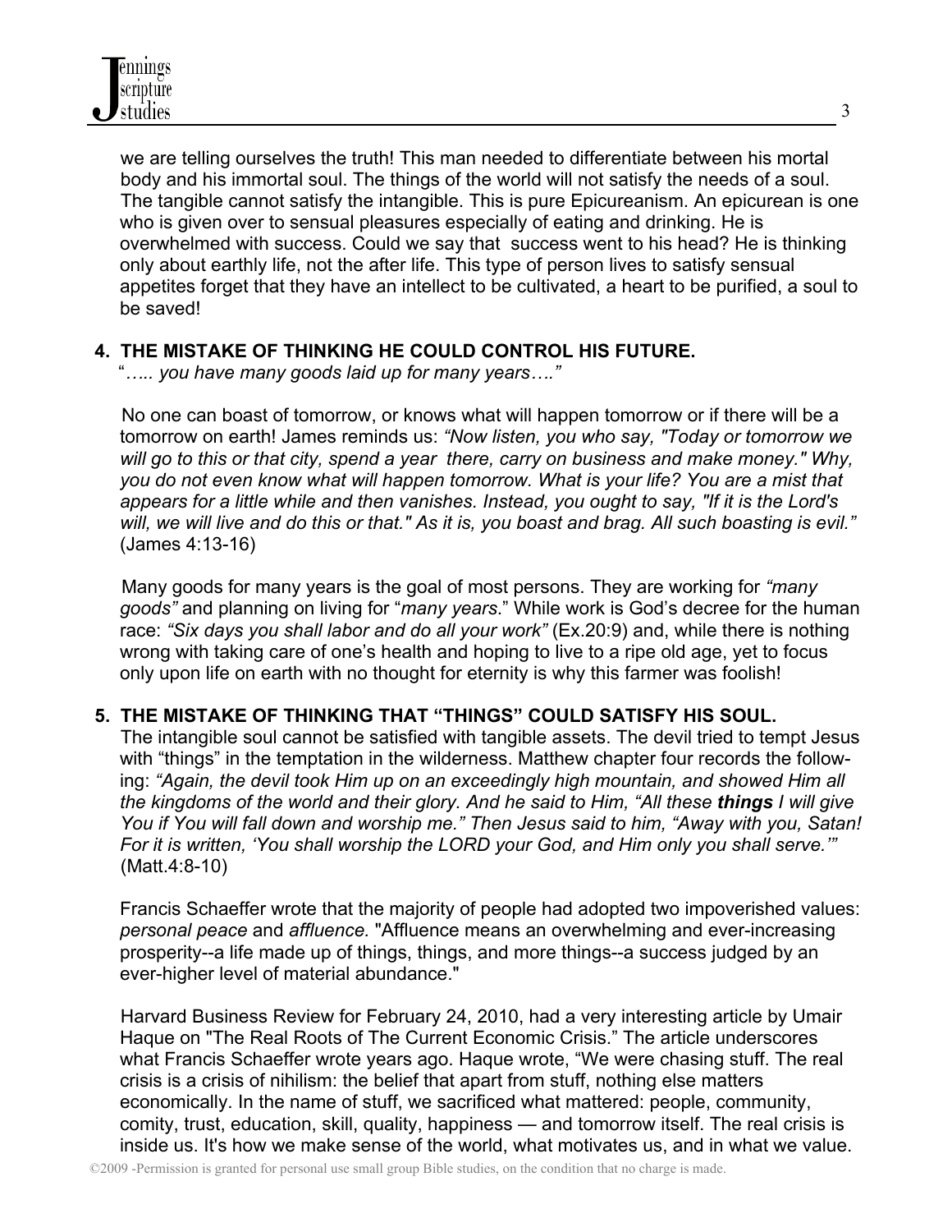we are telling ourselves the truth! This man needed to differentiate between his mortal body and his immortal soul. The things of the world will not satisfy the needs of a soul. The tangible cannot satisfy the intangible. This is pure Epicureanism. An epicurean is one who is given over to sensual pleasures especially of eating and drinking. He is overwhelmed with success. Could we say that success went to his head? He is thinking only about earthly life, not the after life. This type of person lives to satisfy sensual appetites forget that they have an intellect to be cultivated, a heart to be purified, a soul to be saved!

**4. THE MISTAKE OF THINKING HE COULD CONTROL HIS FUTURE.**

"*….. you have many goods laid up for many years….*"

No one can boast of tomorrow, or knows what will happen tomorrow or if there will be a tomorrow on earth! James reminds us: *"Now listen, you who say, "Today or tomorrow we will go to this or that city, spend a year there, carry on business and make money." Why, you do not even know what will happen tomorrow. What is your life? You are a mist that appears for a little while and then vanishes. Instead, you ought to say, "If it is the Lord's will, we will live and do this or that." As it is, you boast and brag. All such boasting is evil."* (James 4:13-16)

Many goods for many years is the goal of most persons. They are working for *"many goods"* and planning on living for "*many years*." While work is God's decree for the human race: *"Six days you shall labor and do all your work"* (Ex.20:9) and, while there is nothing wrong with taking care of one's health and hoping to live to a ripe old age, yet to focus only upon life on earth with no thought for eternity is why this farmer was foolish!

**5. THE MISTAKE OF THINKING THAT "THINGS" COULD SATISFY HIS SOUL.**

The intangible soul cannot be satisfied with tangible assets. The devil tried to tempt Jesus with "things" in the temptation in the wilderness. Matthew chapter four records the following: *"Again, the devil took Him up on an exceedingly high mountain, and showed Him all the kingdoms of the world and their glory. And he said to Him, "All these **things** I will give You if You will fall down and worship me." Then Jesus said to him, "Away with you, Satan! For it is written, 'You shall worship the LORD your God, and Him only you shall serve.'"* (Matt.4:8-10)

Francis Schaeffer wrote that the majority of people had adopted two impoverished values: *personal peace* and *affluence.* "Affluence means an overwhelming and ever-increasing prosperity--a life made up of things, things, and more things--a success judged by an ever-higher level of material abundance."

Harvard Business Review for February 24, 2010, had a very interesting article by Umair Haque on "The Real Roots of The Current Economic Crisis." The article underscores what Francis Schaeffer wrote years ago. Haque wrote, "We were chasing stuff. The real crisis is a crisis of nihilism: the belief that apart from stuff, nothing else matters economically. In the name of stuff, we sacrificed what mattered: people, community, comity, trust, education, skill, quality, happiness — and tomorrow itself. The real crisis is inside us. It's how we make sense of the world, what motivates us, and in what we value.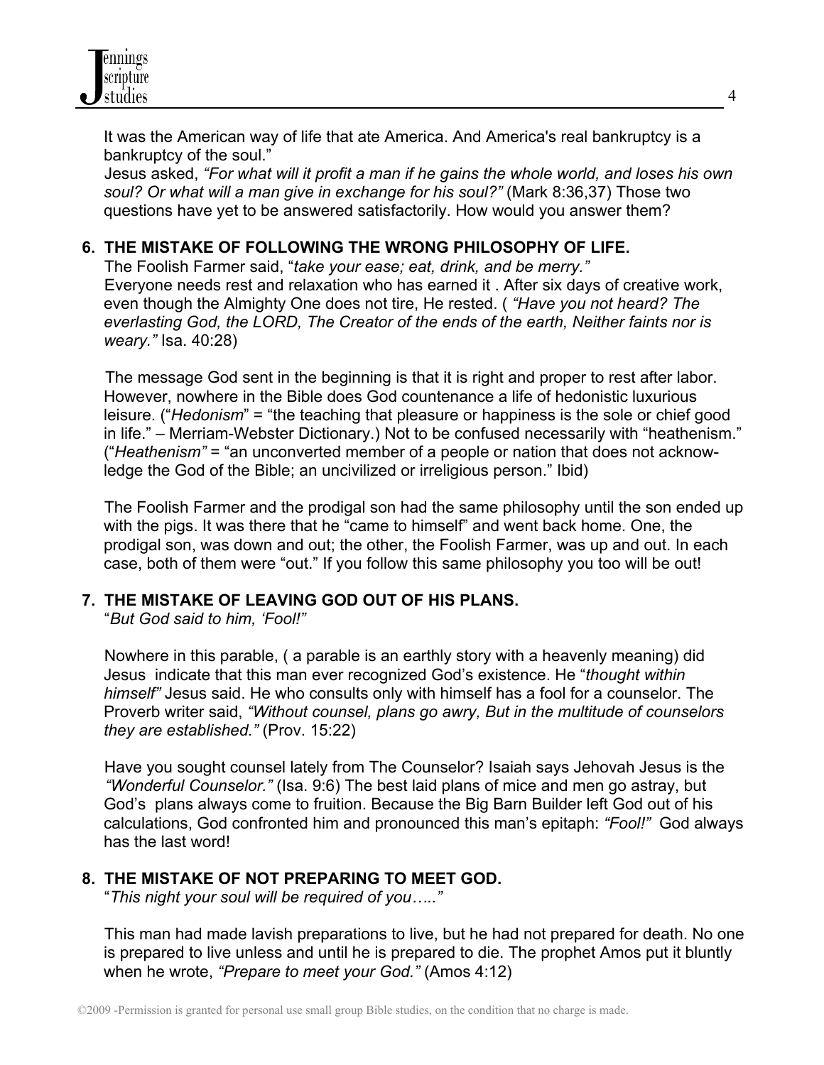It was the American way of life that ate America. And America's real bankruptcy is a bankruptcy of the soul."

Jesus asked, *"For what will it profit a man if he gains the whole world, and loses his own soul? Or what will a man give in exchange for his soul?"* (Mark 8:36,37) Those two questions have yet to be answered satisfactorily. How would you answer them?

**6. THE MISTAKE OF FOLLOWING THE WRONG PHILOSOPHY OF LIFE.**

The Foolish Farmer said, "*take your ease; eat, drink, and be merry."*
Everyone needs rest and relaxation who has earned it . After six days of creative work, even though the Almighty One does not tire, He rested. ( *"Have you not heard? The everlasting God, the LORD, The Creator of the ends of the earth, Neither faints nor is weary."* Isa. 40:28)

The message God sent in the beginning is that it is right and proper to rest after labor. However, nowhere in the Bible does God countenance a life of hedonistic luxurious leisure. ("*Hedonism*" = "the teaching that pleasure or happiness is the sole or chief good in life." – Merriam-Webster Dictionary.) Not to be confused necessarily with "heathenism." ("*Heathenism"* = "an unconverted member of a people or nation that does not acknow-ledge the God of the Bible; an uncivilized or irreligious person." Ibid)

The Foolish Farmer and the prodigal son had the same philosophy until the son ended up with the pigs. It was there that he "came to himself" and went back home. One, the prodigal son, was down and out; the other, the Foolish Farmer, was up and out. In each case, both of them were "out." If you follow this same philosophy you too will be out!

**7. THE MISTAKE OF LEAVING GOD OUT OF HIS PLANS.**

"*But God said to him, 'Fool!"*

Nowhere in this parable, ( a parable is an earthly story with a heavenly meaning) did Jesus indicate that this man ever recognized God's existence. He "*thought within himself"* Jesus said. He who consults only with himself has a fool for a counselor. The Proverb writer said, *"Without counsel, plans go awry, But in the multitude of counselors they are established."* (Prov. 15:22)

Have you sought counsel lately from The Counselor? Isaiah says Jehovah Jesus is the *"Wonderful Counselor."* (Isa. 9:6) The best laid plans of mice and men go astray, but God's plans always come to fruition. Because the Big Barn Builder left God out of his calculations, God confronted him and pronounced this man's epitaph: *"Fool!"* God always has the last word!

**8. THE MISTAKE OF NOT PREPARING TO MEET GOD.**

"*This night your soul will be required of you….."*

This man had made lavish preparations to live, but he had not prepared for death. No one is prepared to live unless and until he is prepared to die. The prophet Amos put it bluntly when he wrote, *"Prepare to meet your God."* (Amos 4:12)

©2009 -Permission is granted for personal use small group Bible studies, on the condition that no charge is made.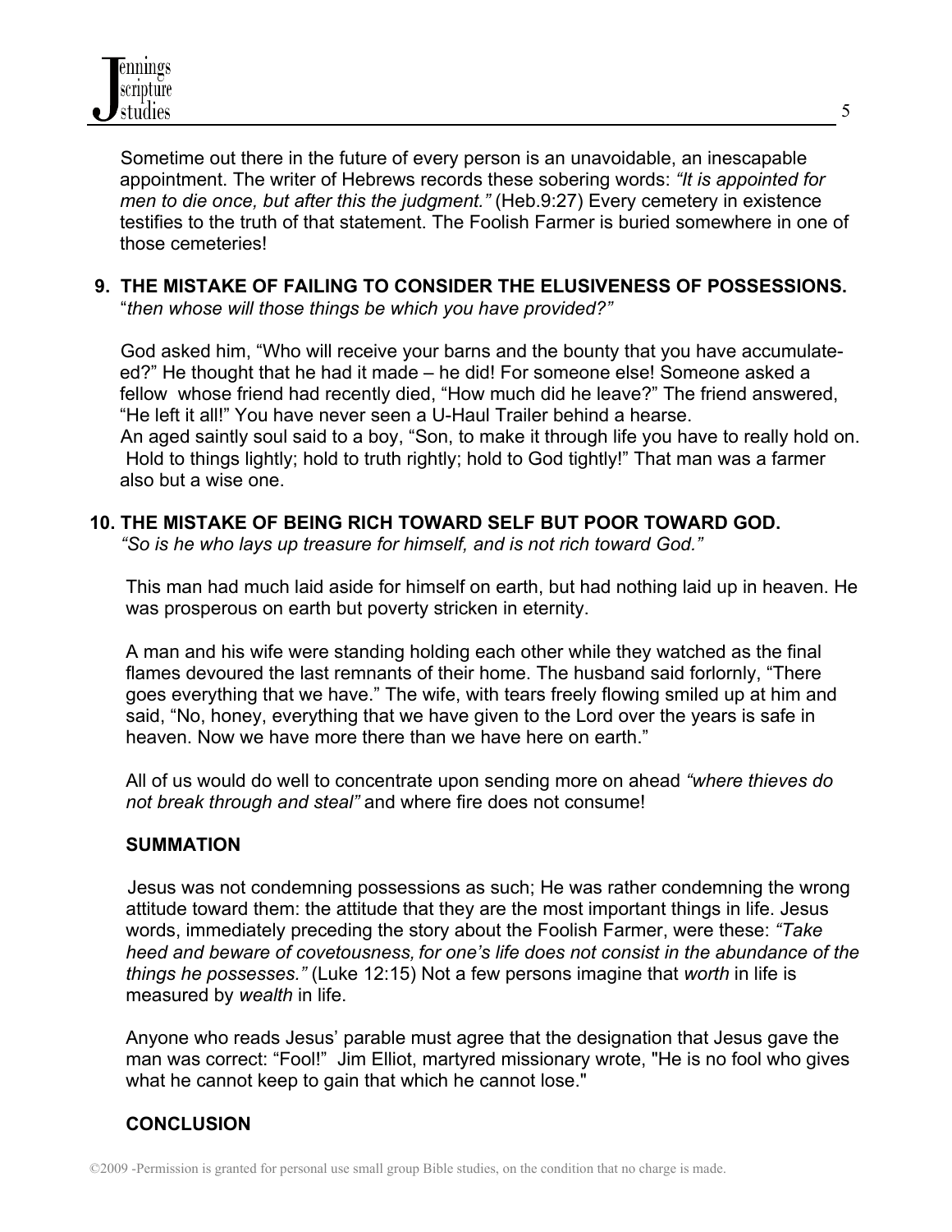Sometime out there in the future of every person is an unavoidable, an inescapable appointment. The writer of Hebrews records these sobering words: *"It is appointed for men to die once, but after this the judgment."* (Heb.9:27) Every cemetery in existence testifies to the truth of that statement. The Foolish Farmer is buried somewhere in one of those cemeteries!

**9. THE MISTAKE OF FAILING TO CONSIDER THE ELUSIVENESS OF POSSESSIONS.**
"*then whose will those things be which you have provided?"*

God asked him, "Who will receive your barns and the bounty that you have accumulate-ed?" He thought that he had it made – he did! For someone else! Someone asked a fellow whose friend had recently died, "How much did he leave?" The friend answered, "He left it all!" You have never seen a U-Haul Trailer behind a hearse.
An aged saintly soul said to a boy, "Son, to make it through life you have to really hold on. Hold to things lightly; hold to truth rightly; hold to God tightly!" That man was a farmer also but a wise one.

**10. THE MISTAKE OF BEING RICH TOWARD SELF BUT POOR TOWARD GOD.**
*"So is he who lays up treasure for himself, and is not rich toward God."*

This man had much laid aside for himself on earth, but had nothing laid up in heaven. He was prosperous on earth but poverty stricken in eternity.

A man and his wife were standing holding each other while they watched as the final flames devoured the last remnants of their home. The husband said forlornly, "There goes everything that we have." The wife, with tears freely flowing smiled up at him and said, "No, honey, everything that we have given to the Lord over the years is safe in heaven. Now we have more there than we have here on earth."

All of us would do well to concentrate upon sending more on ahead *"where thieves do not break through and steal"* and where fire does not consume!

**SUMMATION**

Jesus was not condemning possessions as such; He was rather condemning the wrong attitude toward them: the attitude that they are the most important things in life. Jesus words, immediately preceding the story about the Foolish Farmer, were these: *"Take heed and beware of covetousness, for one's life does not consist in the abundance of the things he possesses."* (Luke 12:15) Not a few persons imagine that *worth* in life is measured by *wealth* in life.

Anyone who reads Jesus' parable must agree that the designation that Jesus gave the man was correct: "Fool!" Jim Elliot, martyred missionary wrote, "He is no fool who gives what he cannot keep to gain that which he cannot lose."

**CONCLUSION**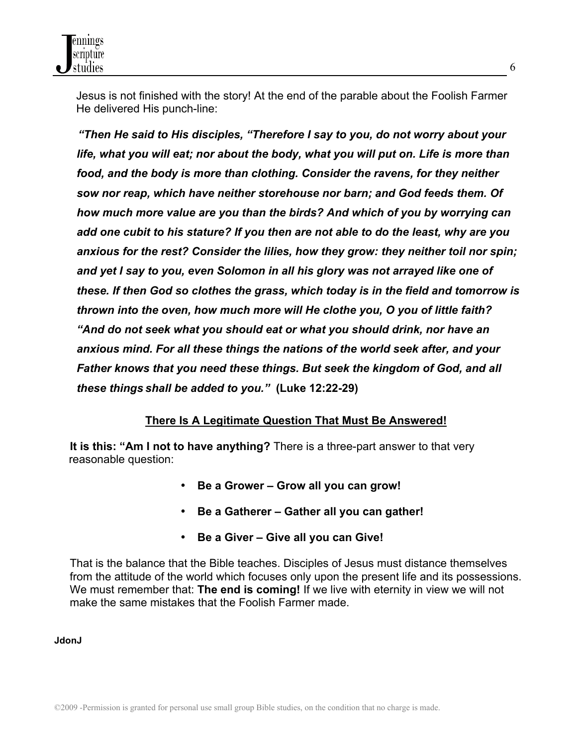Jesus is not finished with the story! At the end of the parable about the Foolish Farmer He delivered His punch-line:

***"Then He said to His disciples, "Therefore I say to you, do not worry about your life, what you will eat; nor about the body, what you will put on. Life is more than food, and the body is more than clothing. Consider the ravens, for they neither sow nor reap, which have neither storehouse nor barn; and God feeds them. Of how much more value are you than the birds? And which of you by worrying can add one cubit to his stature? If you then are not able to do the least, why are you anxious for the rest? Consider the lilies, how they grow: they neither toil nor spin; and yet I say to you, even Solomon in all his glory was not arrayed like one of these. If then God so clothes the grass, which today is in the field and tomorrow is thrown into the oven, how much more will He clothe you, O you of little faith? "And do not seek what you should eat or what you should drink, nor have an anxious mind. For all these things the nations of the world seek after, and your Father knows that you need these things. But seek the kingdom of God, and all these things shall be added to you."*** **(Luke 12:22-29)**

<u>**There Is A Legitimate Question That Must Be Answered!**</u>

**It is this: "Am I not to have anything?** There is a three-part answer to that very reasonable question:

- **Be a Grower – Grow all you can grow!**
- **Be a Gatherer – Gather all you can gather!**
- **Be a Giver – Give all you can Give!**

That is the balance that the Bible teaches. Disciples of Jesus must distance themselves from the attitude of the world which focuses only upon the present life and its possessions. We must remember that: **The end is coming!** If we live with eternity in view we will not make the same mistakes that the Foolish Farmer made.

**JdonJ**

©2009 -Permission is granted for personal use small group Bible studies, on the condition that no charge is made.